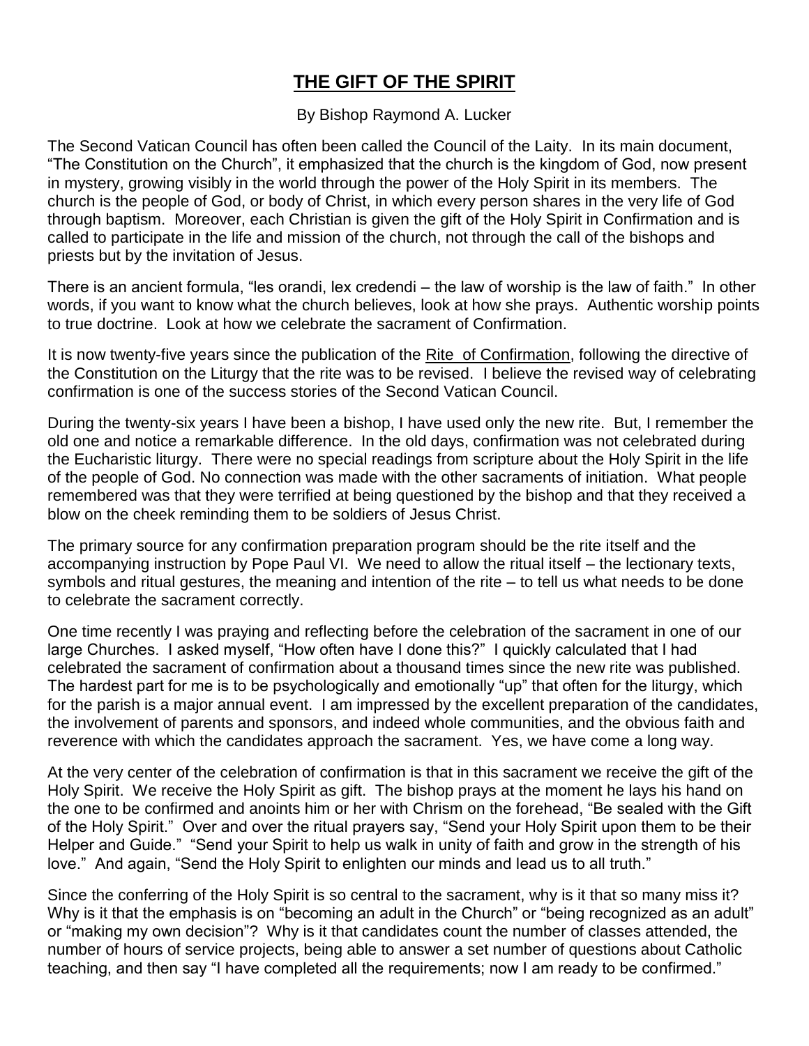# THE GIFT OF THE SPIRIT

By Bishop Raymond A. Lucker

The Second Vatican Council has often been called the Council of the Laity. In its main document, "The Constitution on the Church", it emphasized that the church is the kingdom of God, now present in mystery, growing visibly in the world through the power of the Holy Spirit in its members. The church is the people of God, or body of Christ, in which every person shares in the very life of God through baptism. Moreover, each Christian is given the gift of the Holy Spirit in Confirmation and is called to participate in the life and mission of the church, not through the call of the bishops and priests but by the invitation of Jesus.

There is an ancient formula, "les orandi, lex credendi – the law of worship is the law of faith." In other words, if you want to know what the church believes, look at how she prays. Authentic worship points to true doctrine. Look at how we celebrate the sacrament of Confirmation.

It is now twenty-five years since the publication of the Rite of Confirmation, following the directive of the Constitution on the Liturgy that the rite was to be revised. I believe the revised way of celebrating confirmation is one of the success stories of the Second Vatican Council.

During the twenty-six years I have been a bishop, I have used only the new rite. But, I remember the old one and notice a remarkable difference. In the old days, confirmation was not celebrated during the Eucharistic liturgy. There were no special readings from scripture about the Holy Spirit in the life of the people of God. No connection was made with the other sacraments of initiation. What people remembered was that they were terrified at being questioned by the bishop and that they received a blow on the cheek reminding them to be soldiers of Jesus Christ.

The primary source for any confirmation preparation program should be the rite itself and the accompanying instruction by Pope Paul VI. We need to allow the ritual itself – the lectionary texts, symbols and ritual gestures, the meaning and intention of the rite – to tell us what needs to be done to celebrate the sacrament correctly.

One time recently I was praying and reflecting before the celebration of the sacrament in one of our large Churches. I asked myself, "How often have I done this?" I quickly calculated that I had celebrated the sacrament of confirmation about a thousand times since the new rite was published. The hardest part for me is to be psychologically and emotionally "up" that often for the liturgy, which for the parish is a major annual event. I am impressed by the excellent preparation of the candidates, the involvement of parents and sponsors, and indeed whole communities, and the obvious faith and reverence with which the candidates approach the sacrament. Yes, we have come a long way.

At the very center of the celebration of confirmation is that in this sacrament we receive the gift of the Holy Spirit. We receive the Holy Spirit as gift. The bishop prays at the moment he lays his hand on the one to be confirmed and anoints him or her with Chrism on the forehead, "Be sealed with the Gift of the Holy Spirit." Over and over the ritual prayers say, "Send your Holy Spirit upon them to be their Helper and Guide." "Send your Spirit to help us walk in unity of faith and grow in the strength of his love." And again, "Send the Holy Spirit to enlighten our minds and lead us to all truth."

Since the conferring of the Holy Spirit is so central to the sacrament, why is it that so many miss it? Why is it that the emphasis is on "becoming an adult in the Church" or "being recognized as an adult" or "making my own decision"? Why is it that candidates count the number of classes attended, the number of hours of service projects, being able to answer a set number of questions about Catholic teaching, and then say "I have completed all the requirements; now I am ready to be confirmed."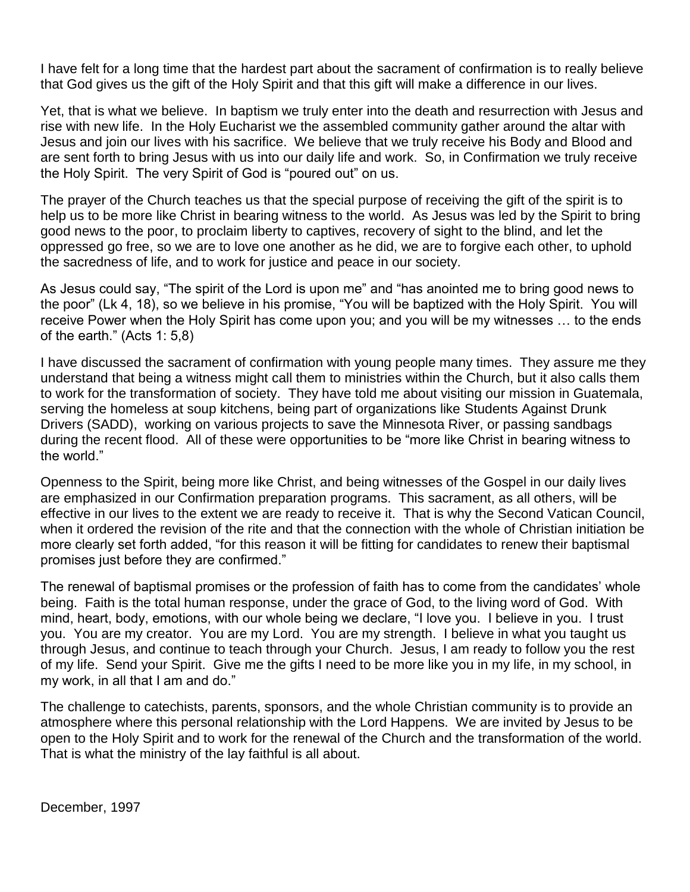I have felt for a long time that the hardest part about the sacrament of confirmation is to really believe that God gives us the gift of the Holy Spirit and that this gift will make a difference in our lives.

Yet, that is what we believe. In baptism we truly enter into the death and resurrection with Jesus and rise with new life. In the Holy Eucharist we the assembled community gather around the altar with Jesus and join our lives with his sacrifice. We believe that we truly receive his Body and Blood and are sent forth to bring Jesus with us into our daily life and work. So, in Confirmation we truly receive the Holy Spirit. The very Spirit of God is "poured out" on us.

The prayer of the Church teaches us that the special purpose of receiving the gift of the spirit is to help us to be more like Christ in bearing witness to the world. As Jesus was led by the Spirit to bring good news to the poor, to proclaim liberty to captives, recovery of sight to the blind, and let the oppressed go free, so we are to love one another as he did, we are to forgive each other, to uphold the sacredness of life, and to work for justice and peace in our society.

As Jesus could say, "The spirit of the Lord is upon me" and "has anointed me to bring good news to the poor" (Lk 4, 18), so we believe in his promise, "You will be baptized with the Holy Spirit. You will receive Power when the Holy Spirit has come upon you; and you will be my witnesses … to the ends of the earth." (Acts 1: 5,8)

I have discussed the sacrament of confirmation with young people many times. They assure me they understand that being a witness might call them to ministries within the Church, but it also calls them to work for the transformation of society. They have told me about visiting our mission in Guatemala, serving the homeless at soup kitchens, being part of organizations like Students Against Drunk Drivers (SADD), working on various projects to save the Minnesota River, or passing sandbags during the recent flood. All of these were opportunities to be "more like Christ in bearing witness to the world."

Openness to the Spirit, being more like Christ, and being witnesses of the Gospel in our daily lives are emphasized in our Confirmation preparation programs. This sacrament, as all others, will be effective in our lives to the extent we are ready to receive it. That is why the Second Vatican Council, when it ordered the revision of the rite and that the connection with the whole of Christian initiation be more clearly set forth added, "for this reason it will be fitting for candidates to renew their baptismal promises just before they are confirmed."

The renewal of baptismal promises or the profession of faith has to come from the candidates' whole being. Faith is the total human response, under the grace of God, to the living word of God. With mind, heart, body, emotions, with our whole being we declare, "I love you. I believe in you. I trust you. You are my creator. You are my Lord. You are my strength. I believe in what you taught us through Jesus, and continue to teach through your Church. Jesus, I am ready to follow you the rest of my life. Send your Spirit. Give me the gifts I need to be more like you in my life, in my school, in my work, in all that I am and do."

The challenge to catechists, parents, sponsors, and the whole Christian community is to provide an atmosphere where this personal relationship with the Lord Happens. We are invited by Jesus to be open to the Holy Spirit and to work for the renewal of the Church and the transformation of the world. That is what the ministry of the lay faithful is all about.

December, 1997